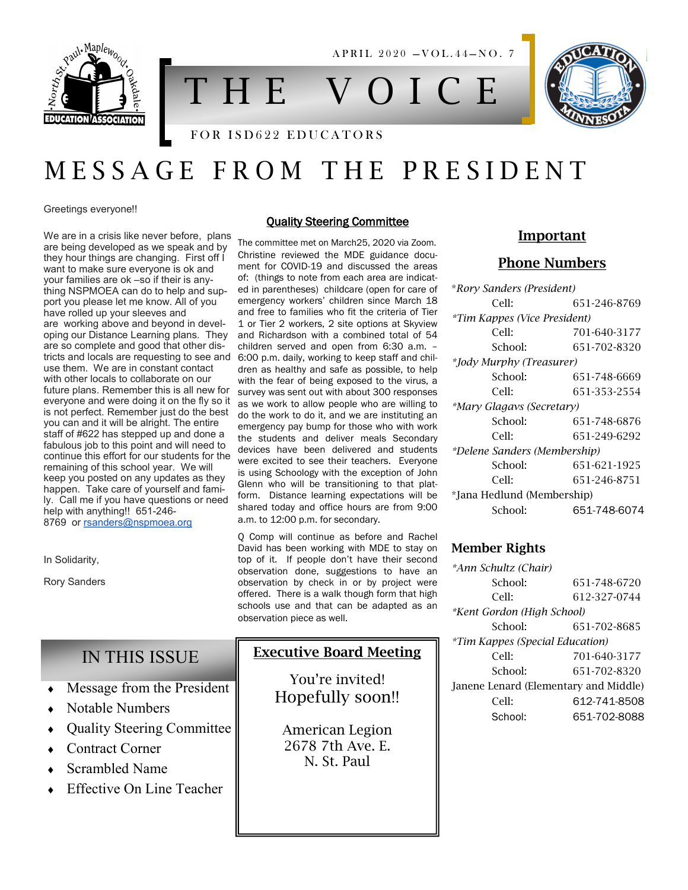# THE VOICE

APRIL 2020 –VOL.44–NO. 7

FOR ISD622 EDUCATORS

# MESSAGE FROM THE PRESIDENT

Greetings everyone!!

We are in a crisis like never before, plans are being developed as we speak and by they hour things are changing. First off I want to make sure everyone is ok and your families are ok –so if there is anything NSPMOEA can do to help and support you please let me know. All of you have rolled up your sleeves and are working above and beyond in developing our Distance Learning plans. They are so complete and good that other districts and locals are requesting to see and use them. We are in constant contact with other locals to collaborate on our future plans. Remember this is all new for everyone and were doing it on the fly so it is not perfect. Remember just do the best you can and it will be alright. The entire staff of #622 has stepped up and done a fabulous job to this point and will need to continue this effort for our students for the remaining of this school year. We will keep you posted on any updates as they happen. Take care of yourself and family. Call me if you have questions or need help with anything!! 651-246-8769 or rsanders@nspmoea.org

In Solidarity,

Rory Sanders

## Quality Steering Committee

The committee met on March25, 2020 via Zoom. Christine reviewed the MDE guidance document for COVID-19 and discussed the areas of: (things to note from each area are indicated in parentheses) childcare (open for care of emergency workers' children since March 18 and free to families who fit the criteria of Tier 1 or Tier 2 workers, 2 site options at Skyview and Richardson with a combined total of 54 children served and open from 6:30 a.m. – 6:00 p.m. daily, working to keep staff and children as healthy and safe as possible, to help with the fear of being exposed to the virus, a survey was sent out with about 300 responses as we work to allow people who are willing to do the work to do it, and we are instituting an emergency pay bump for those who with work the students and deliver meals Secondary devices have been delivered and students were excited to see their teachers. Everyone is using Schoology with the exception of John Glenn who will be transitioning to that platform. Distance learning expectations will be shared today and office hours are from 9:00 a.m. to 12:00 p.m. for secondary.

Q Comp will continue as before and Rachel David has been working with MDE to stay on top of it. If people don't have their second observation done, suggestions to have an observation by check in or by project were offered. There is a walk though form that high schools use and that can be adapted as an observation piece as well.

## Important Phone Numbers

*Rory Sanders (President)*
- Cell: 651-246-8769

*Tim Kappes (Vice President)*
- Cell: 701-640-3177
- School: 651-702-8320

*Jody Murphy (Treasurer)*
- School: 651-748-6669
- Cell: 651-353-2554

*Mary Glagavs (Secretary)*
- School: 651-748-6876
- Cell: 651-249-6292

*Delene Sanders (Membership)*
- School: 651-621-1925
- Cell: 651-246-8751

*Jana Hedlund (Membership)
- School: 651-748-6074

### Member Rights

*Ann Schultz (Chair)*
- School: 651-748-6720
- Cell: 612-327-0744

*Kent Gordon (High School)*
- School: 651-702-8685

*Tim Kappes (Special Education)*
- Cell: 701-640-3177
- School: 651-702-8320

Janene Lenard (Elementary and Middle)
- Cell: 612-741-8508
- School: 651-702-8088

## IN THIS ISSUE

- Message from the President
- Notable Numbers
- Quality Steering Committee
- Contract Corner
- Scrambled Name
- Effective On Line Teacher

## Executive Board Meeting

You're invited!
Hopefully soon!!

American Legion
2678 7th Ave. E.
N. St. Paul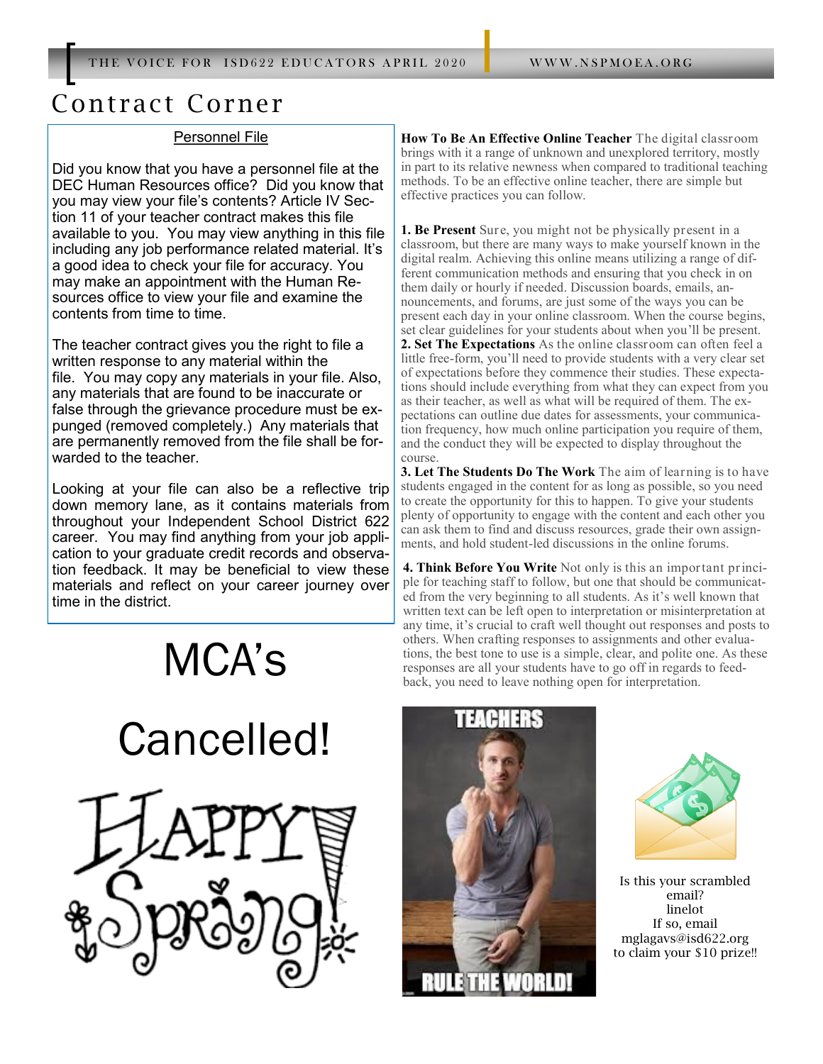# Contract Corner

## Personnel File

Did you know that you have a personnel file at the DEC Human Resources office? Did you know that you may view your file's contents? Article IV Section 11 of your teacher contract makes this file available to you. You may view anything in this file including any job performance related material. It's a good idea to check your file for accuracy. You may make an appointment with the Human Resources office to view your file and examine the contents from time to time.

The teacher contract gives you the right to file a written response to any material within the file. You may copy any materials in your file. Also, any materials that are found to be inaccurate or false through the grievance procedure must be expunged (removed completely.) Any materials that are permanently removed from the file shall be forwarded to the teacher.

Looking at your file can also be a reflective trip down memory lane, as it contains materials from throughout your Independent School District 622 career. You may find anything from your job application to your graduate credit records and observation feedback. It may be beneficial to view these materials and reflect on your career journey over time in the district.

# MCA's Cancelled!

Happy Spring!

**How To Be An Effective Online Teacher** The digital classroom brings with it a range of unknown and unexplored territory, mostly in part to its relative newness when compared to traditional teaching methods. To be an effective online teacher, there are simple but effective practices you can follow.

**1. Be Present** Sure, you might not be physically present in a classroom, but there are many ways to make yourself known in the digital realm. Achieving this online means utilizing a range of different communication methods and ensuring that you check in on them daily or hourly if needed. Discussion boards, emails, announcements, and forums, are just some of the ways you can be present each day in your online classroom. When the course begins, set clear guidelines for your students about when you'll be present.

**2. Set The Expectations** As the online classroom can often feel a little free-form, you'll need to provide students with a very clear set of expectations before they commence their studies. These expectations should include everything from what they can expect from you as their teacher, as well as what will be required of them. The expectations can outline due dates for assessments, your communication frequency, how much online participation you require of them, and the conduct they will be expected to display throughout the course.

**3. Let The Students Do The Work** The aim of learning is to have students engaged in the content for as long as possible, so you need to create the opportunity for this to happen. To give your students plenty of opportunity to engage with the content and each other you can ask them to find and discuss resources, grade their own assignments, and hold student-led discussions in the online forums.

**4. Think Before You Write** Not only is this an important principle for teaching staff to follow, but one that should be communicated from the very beginning to all students. As it's well known that written text can be left open to interpretation or misinterpretation at any time, it's crucial to craft well thought out responses and posts to others. When crafting responses to assignments and other evaluations, the best tone to use is a simple, clear, and polite one. As these responses are all your students have to go off in regards to feedback, you need to leave nothing open for interpretation.

TEACHERS RULE THE WORLD!

Is this your scrambled email?
linelot
If so, email mglagavs@isd622.org to claim your $10 prize!!